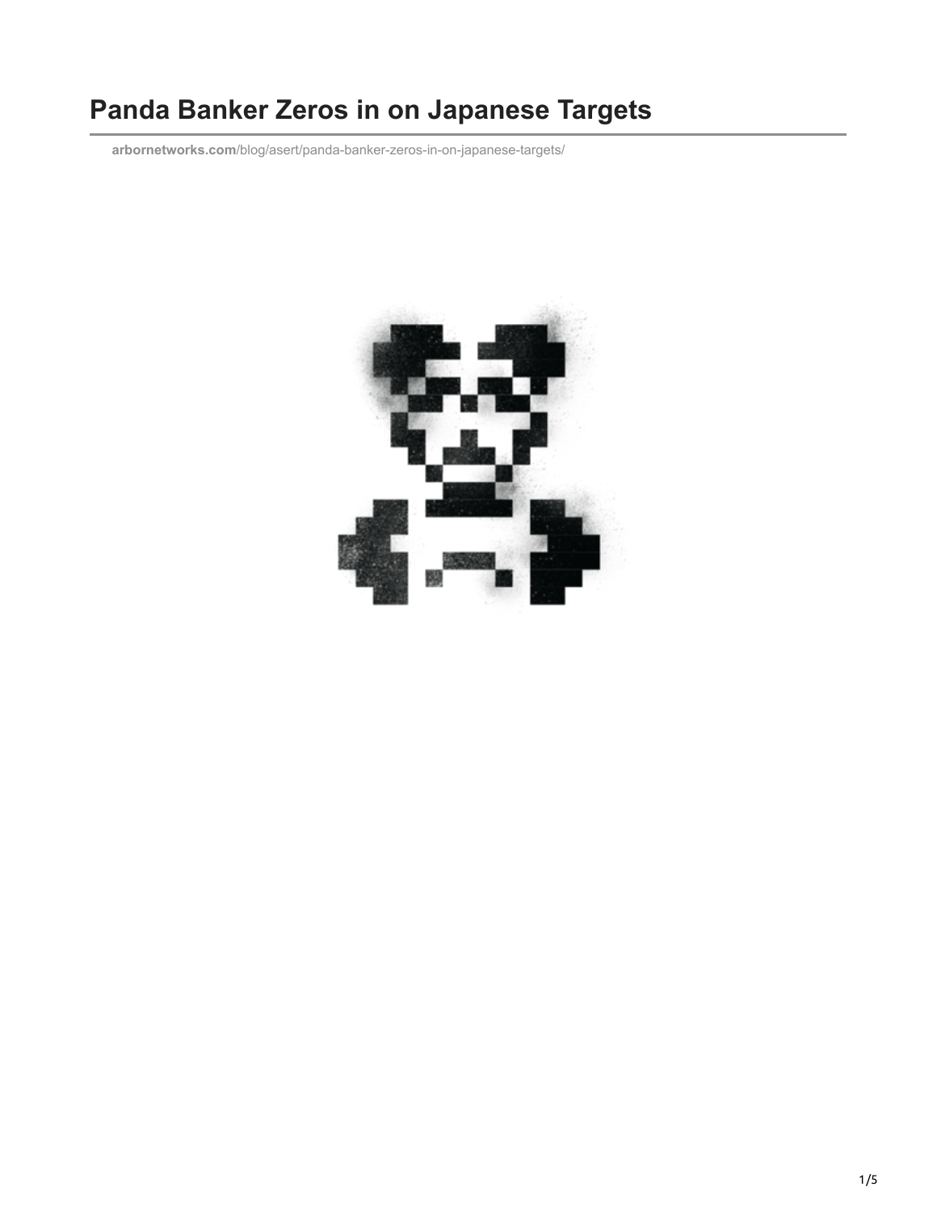# Panda Banker Zeros in on Japanese Targets

arbornetworks.com/blog/asert/panda-banker-zeros-in-on-japanese-targets/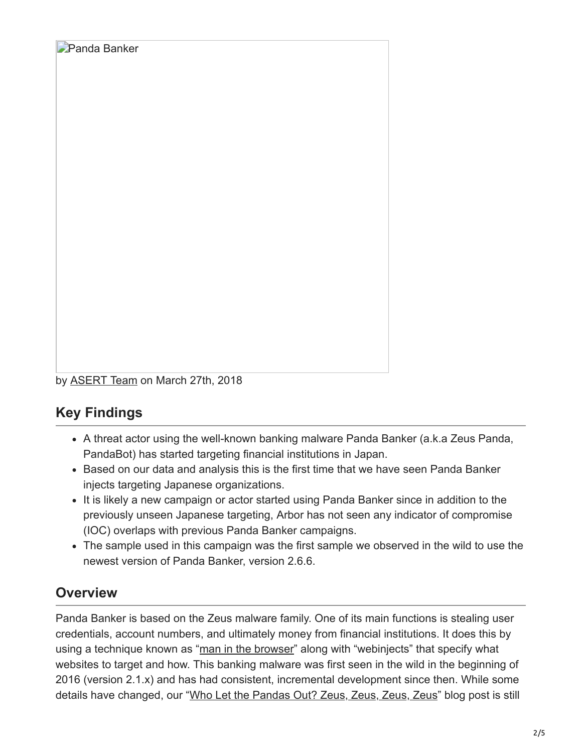Panda Banker

by ASERT Team on March 27th, 2018

## Key Findings

- A threat actor using the well-known banking malware Panda Banker (a.k.a Zeus Panda, PandaBot) has started targeting financial institutions in Japan.
- Based on our data and analysis this is the first time that we have seen Panda Banker injects targeting Japanese organizations.
- It is likely a new campaign or actor started using Panda Banker since in addition to the previously unseen Japanese targeting, Arbor has not seen any indicator of compromise (IOC) overlaps with previous Panda Banker campaigns.
- The sample used in this campaign was the first sample we observed in the wild to use the newest version of Panda Banker, version 2.6.6.

## Overview

Panda Banker is based on the Zeus malware family. One of its main functions is stealing user credentials, account numbers, and ultimately money from financial institutions. It does this by using a technique known as "man in the browser" along with "webinjects" that specify what websites to target and how. This banking malware was first seen in the wild in the beginning of 2016 (version 2.1.x) and has had consistent, incremental development since then. While some details have changed, our "Who Let the Pandas Out? Zeus, Zeus, Zeus, Zeus" blog post is still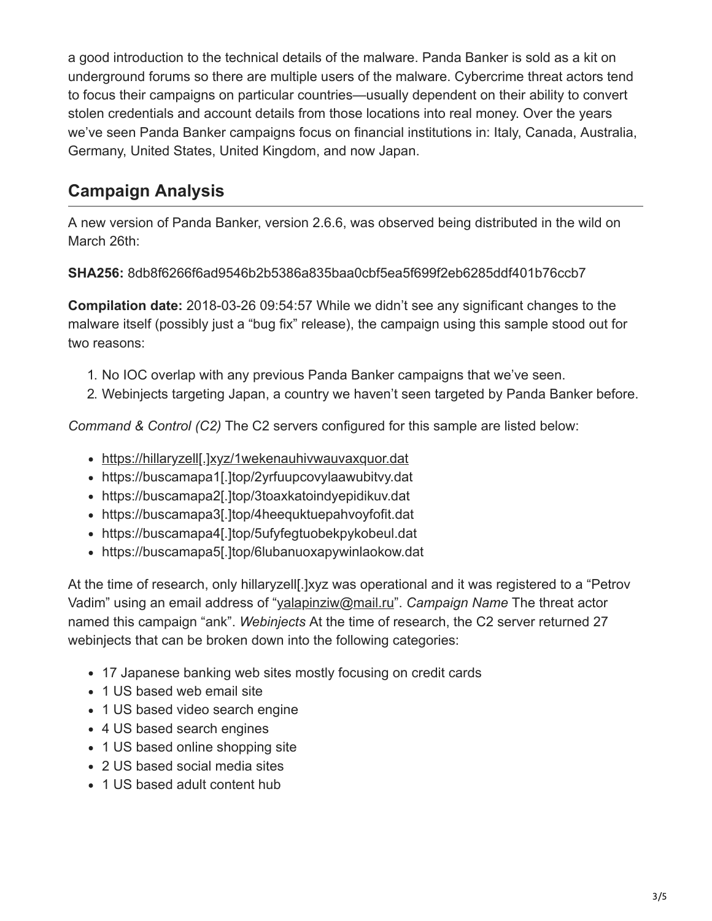a good introduction to the technical details of the malware. Panda Banker is sold as a kit on underground forums so there are multiple users of the malware. Cybercrime threat actors tend to focus their campaigns on particular countries—usually dependent on their ability to convert stolen credentials and account details from those locations into real money. Over the years we've seen Panda Banker campaigns focus on financial institutions in: Italy, Canada, Australia, Germany, United States, United Kingdom, and now Japan.

## Campaign Analysis

A new version of Panda Banker, version 2.6.6, was observed being distributed in the wild on March 26th:

**SHA256:** 8db8f6266f6ad9546b2b5386a835baa0cbf5ea5f699f2eb6285ddf401b76ccb7

**Compilation date:** 2018-03-26 09:54:57 While we didn't see any significant changes to the malware itself (possibly just a "bug fix" release), the campaign using this sample stood out for two reasons:

1. No IOC overlap with any previous Panda Banker campaigns that we've seen.
2. Webinjects targeting Japan, a country we haven't seen targeted by Panda Banker before.

*Command & Control (C2)* The C2 servers configured for this sample are listed below:

- https://hillaryzell[.]xyz/1wekenauhivwauvaxquor.dat
- https://buscamapa1[.]top/2yrfuupcovylaawubitvy.dat
- https://buscamapa2[.]top/3toaxkatoindyepidikuv.dat
- https://buscamapa3[.]top/4heequktuepahvoyfofit.dat
- https://buscamapa4[.]top/5ufyfegtuobekpykobeul.dat
- https://buscamapa5[.]top/6lubanuoxapywinlaokow.dat

At the time of research, only hillaryzell[.]xyz was operational and it was registered to a "Petrov Vadim" using an email address of "yalapinziw@mail.ru". *Campaign Name* The threat actor named this campaign "ank". *Webinjects* At the time of research, the C2 server returned 27 webinjects that can be broken down into the following categories:

- 17 Japanese banking web sites mostly focusing on credit cards
- 1 US based web email site
- 1 US based video search engine
- 4 US based search engines
- 1 US based online shopping site
- 2 US based social media sites
- 1 US based adult content hub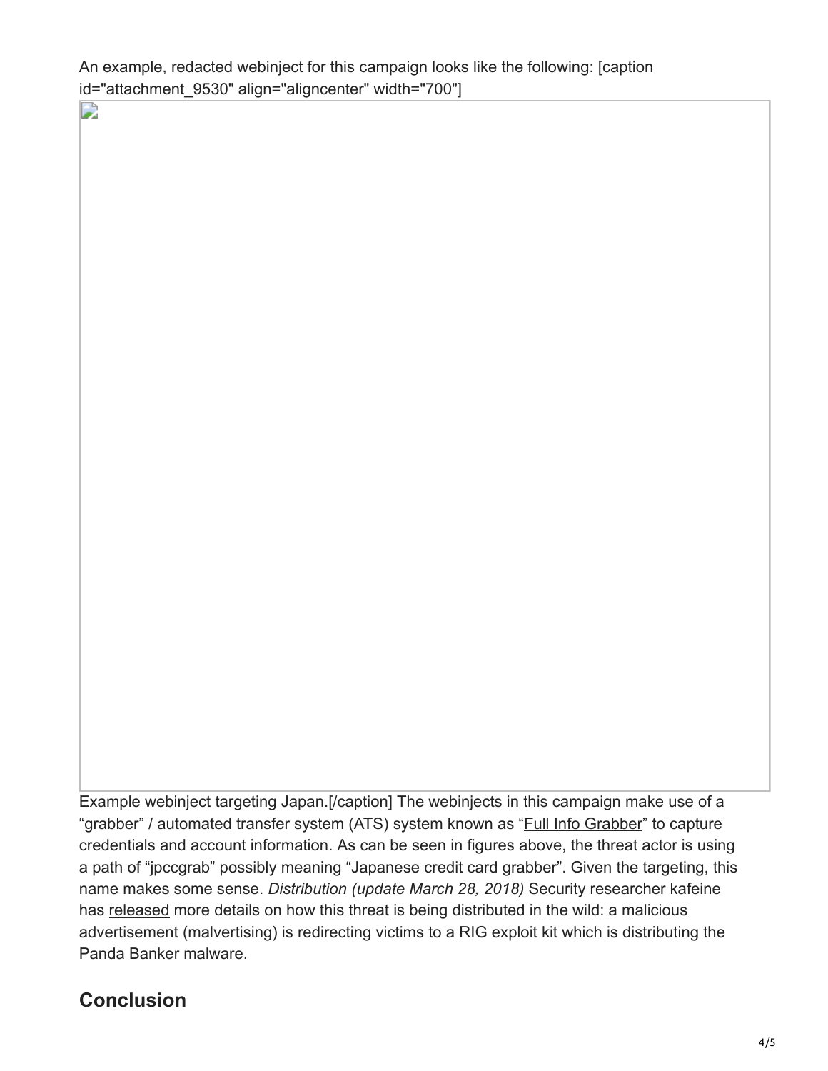An example, redacted webinject for this campaign looks like the following: [caption id="attachment_9530" align="aligncenter" width="700"]

Example webinject targeting Japan.[/caption] The webinjects in this campaign make use of a “grabber” / automated transfer system (ATS) system known as “Full Info Grabber” to capture credentials and account information. As can be seen in figures above, the threat actor is using a path of “jpccgrab” possibly meaning “Japanese credit card grabber”. Given the targeting, this name makes some sense. *Distribution (update March 28, 2018)* Security researcher kafeine has released more details on how this threat is being distributed in the wild: a malicious advertisement (malvertising) is redirecting victims to a RIG exploit kit which is distributing the Panda Banker malware.

## Conclusion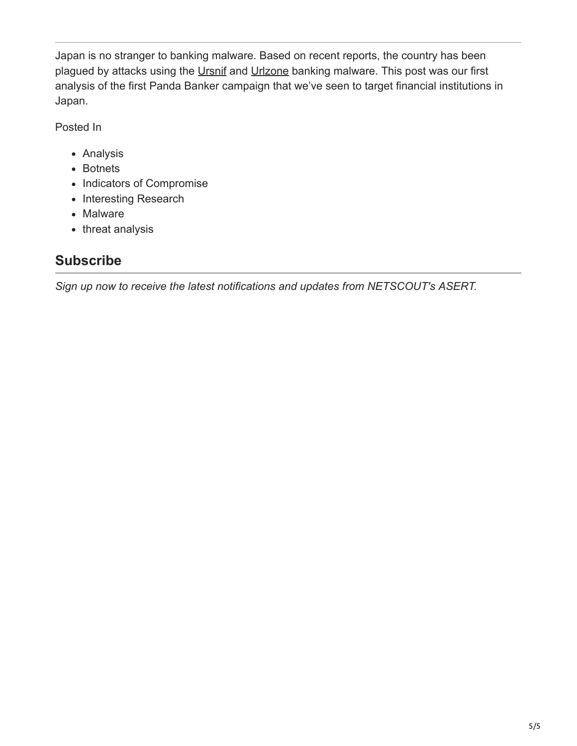Japan is no stranger to banking malware. Based on recent reports, the country has been plagued by attacks using the Ursnif and Urlzone banking malware. This post was our first analysis of the first Panda Banker campaign that we've seen to target financial institutions in Japan.

Posted In

- Analysis
- Botnets
- Indicators of Compromise
- Interesting Research
- Malware
- threat analysis

## Subscribe

*Sign up now to receive the latest notifications and updates from NETSCOUT's ASERT.*